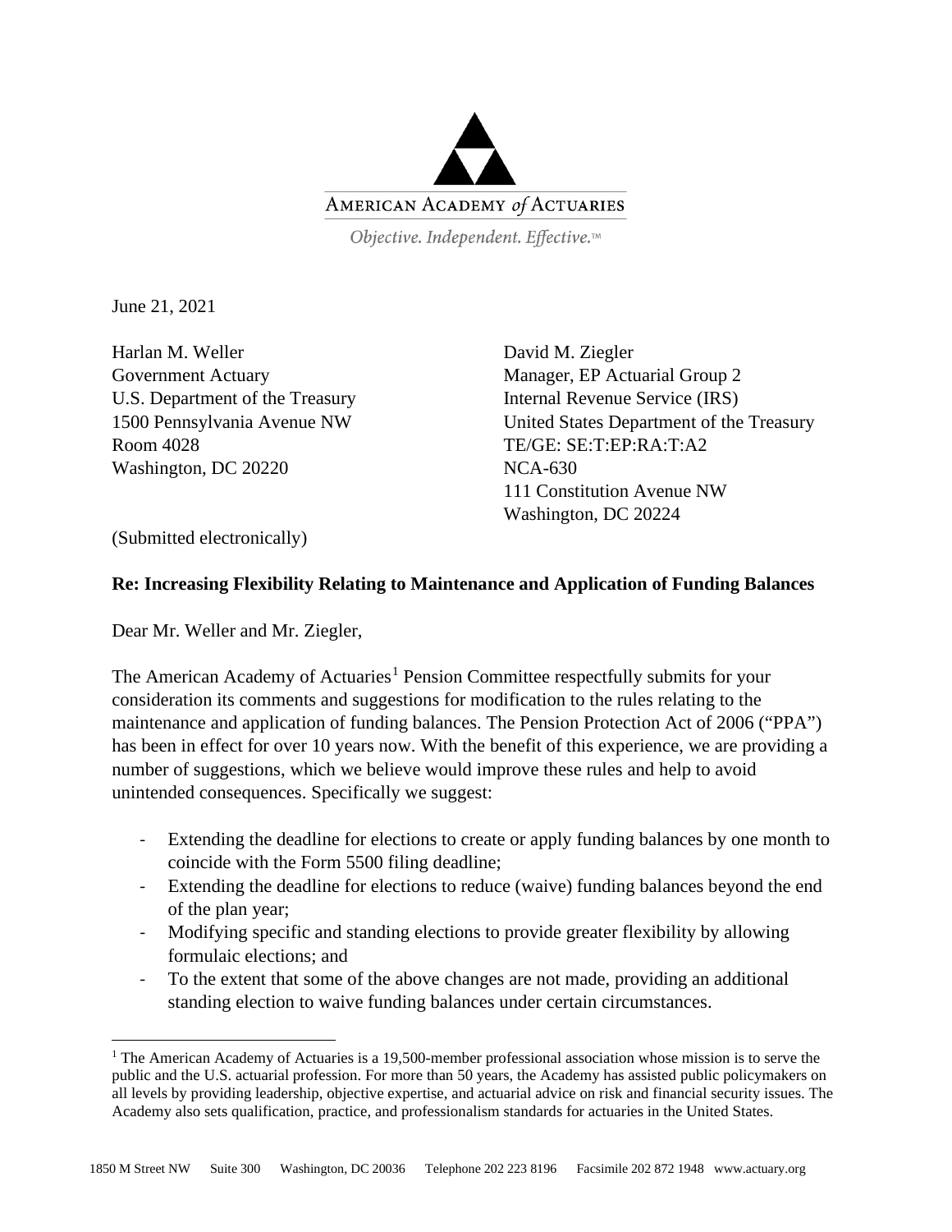AMERICAN ACADEMY *of* ACTUARIES

*Objective. Independent. Effective.*™

June 21, 2021

Harlan M. Weller
Government Actuary
U.S. Department of the Treasury
1500 Pennsylvania Avenue NW
Room 4028
Washington, DC 20220

David M. Ziegler
Manager, EP Actuarial Group 2
Internal Revenue Service (IRS)
United States Department of the Treasury
TE/GE: SE:T:EP:RA:T:A2
NCA-630
111 Constitution Avenue NW
Washington, DC 20224

(Submitted electronically)

**Re: Increasing Flexibility Relating to Maintenance and Application of Funding Balances**

Dear Mr. Weller and Mr. Ziegler,

The American Academy of Actuaries[1] Pension Committee respectfully submits for your consideration its comments and suggestions for modification to the rules relating to the maintenance and application of funding balances. The Pension Protection Act of 2006 ("PPA") has been in effect for over 10 years now. With the benefit of this experience, we are providing a number of suggestions, which we believe would improve these rules and help to avoid unintended consequences. Specifically we suggest:

- Extending the deadline for elections to create or apply funding balances by one month to coincide with the Form 5500 filing deadline;
- Extending the deadline for elections to reduce (waive) funding balances beyond the end of the plan year;
- Modifying specific and standing elections to provide greater flexibility by allowing formulaic elections; and
- To the extent that some of the above changes are not made, providing an additional standing election to waive funding balances under certain circumstances.

[1] The American Academy of Actuaries is a 19,500-member professional association whose mission is to serve the public and the U.S. actuarial profession. For more than 50 years, the Academy has assisted public policymakers on all levels by providing leadership, objective expertise, and actuarial advice on risk and financial security issues. The Academy also sets qualification, practice, and professionalism standards for actuaries in the United States.

1850 M Street NW Suite 300 Washington, DC 20036 Telephone 202 223 8196 Facsimile 202 872 1948 www.actuary.org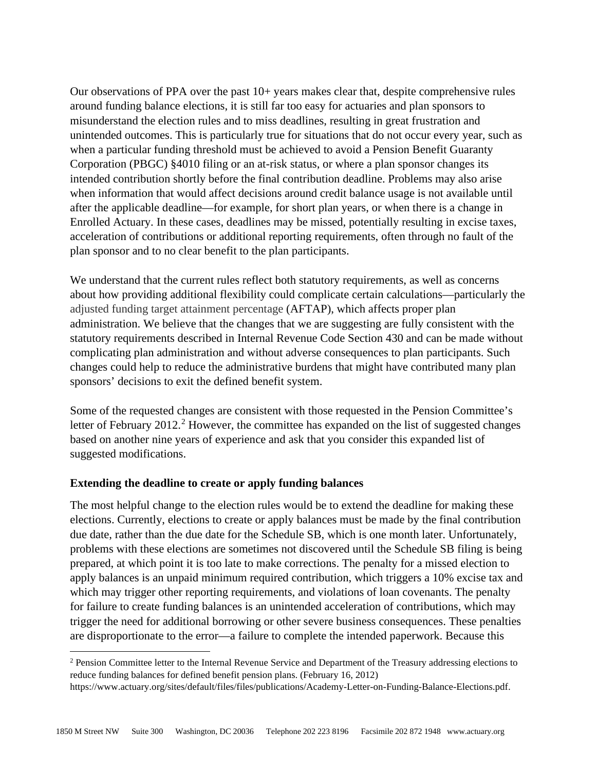Our observations of PPA over the past 10+ years makes clear that, despite comprehensive rules around funding balance elections, it is still far too easy for actuaries and plan sponsors to misunderstand the election rules and to miss deadlines, resulting in great frustration and unintended outcomes. This is particularly true for situations that do not occur every year, such as when a particular funding threshold must be achieved to avoid a Pension Benefit Guaranty Corporation (PBGC) §4010 filing or an at-risk status, or where a plan sponsor changes its intended contribution shortly before the final contribution deadline. Problems may also arise when information that would affect decisions around credit balance usage is not available until after the applicable deadline—for example, for short plan years, or when there is a change in Enrolled Actuary. In these cases, deadlines may be missed, potentially resulting in excise taxes, acceleration of contributions or additional reporting requirements, often through no fault of the plan sponsor and to no clear benefit to the plan participants.

We understand that the current rules reflect both statutory requirements, as well as concerns about how providing additional flexibility could complicate certain calculations—particularly the adjusted funding target attainment percentage (AFTAP), which affects proper plan administration. We believe that the changes that we are suggesting are fully consistent with the statutory requirements described in Internal Revenue Code Section 430 and can be made without complicating plan administration and without adverse consequences to plan participants. Such changes could help to reduce the administrative burdens that might have contributed many plan sponsors' decisions to exit the defined benefit system.

Some of the requested changes are consistent with those requested in the Pension Committee's letter of February 2012.[2] However, the committee has expanded on the list of suggested changes based on another nine years of experience and ask that you consider this expanded list of suggested modifications.

**Extending the deadline to create or apply funding balances**

The most helpful change to the election rules would be to extend the deadline for making these elections. Currently, elections to create or apply balances must be made by the final contribution due date, rather than the due date for the Schedule SB, which is one month later. Unfortunately, problems with these elections are sometimes not discovered until the Schedule SB filing is being prepared, at which point it is too late to make corrections. The penalty for a missed election to apply balances is an unpaid minimum required contribution, which triggers a 10% excise tax and which may trigger other reporting requirements, and violations of loan covenants. The penalty for failure to create funding balances is an unintended acceleration of contributions, which may trigger the need for additional borrowing or other severe business consequences. These penalties are disproportionate to the error—a failure to complete the intended paperwork. Because this

[2] Pension Committee letter to the Internal Revenue Service and Department of the Treasury addressing elections to reduce funding balances for defined benefit pension plans. (February 16, 2012) https://www.actuary.org/sites/default/files/files/publications/Academy-Letter-on-Funding-Balance-Elections.pdf.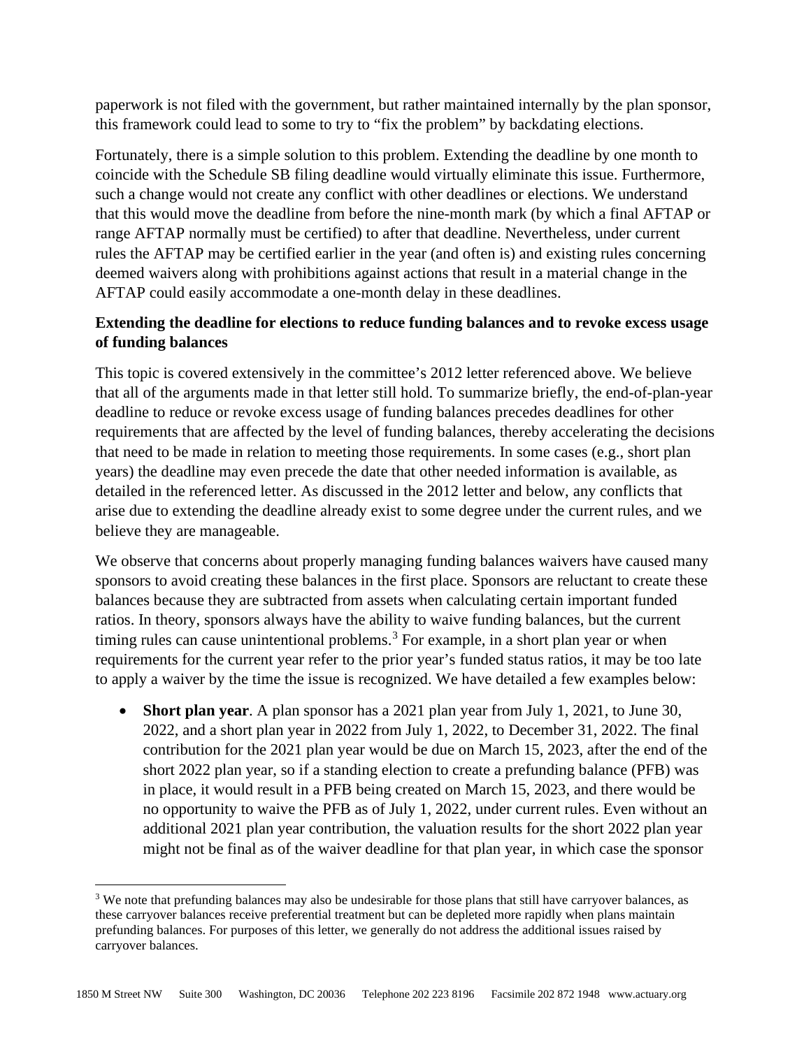paperwork is not filed with the government, but rather maintained internally by the plan sponsor, this framework could lead to some to try to "fix the problem" by backdating elections.

Fortunately, there is a simple solution to this problem. Extending the deadline by one month to coincide with the Schedule SB filing deadline would virtually eliminate this issue. Furthermore, such a change would not create any conflict with other deadlines or elections. We understand that this would move the deadline from before the nine-month mark (by which a final AFTAP or range AFTAP normally must be certified) to after that deadline. Nevertheless, under current rules the AFTAP may be certified earlier in the year (and often is) and existing rules concerning deemed waivers along with prohibitions against actions that result in a material change in the AFTAP could easily accommodate a one-month delay in these deadlines.

**Extending the deadline for elections to reduce funding balances and to revoke excess usage of funding balances**

This topic is covered extensively in the committee's 2012 letter referenced above. We believe that all of the arguments made in that letter still hold. To summarize briefly, the end-of-plan-year deadline to reduce or revoke excess usage of funding balances precedes deadlines for other requirements that are affected by the level of funding balances, thereby accelerating the decisions that need to be made in relation to meeting those requirements. In some cases (e.g., short plan years) the deadline may even precede the date that other needed information is available, as detailed in the referenced letter. As discussed in the 2012 letter and below, any conflicts that arise due to extending the deadline already exist to some degree under the current rules, and we believe they are manageable.

We observe that concerns about properly managing funding balances waivers have caused many sponsors to avoid creating these balances in the first place. Sponsors are reluctant to create these balances because they are subtracted from assets when calculating certain important funded ratios. In theory, sponsors always have the ability to waive funding balances, but the current timing rules can cause unintentional problems.[3] For example, in a short plan year or when requirements for the current year refer to the prior year's funded status ratios, it may be too late to apply a waiver by the time the issue is recognized. We have detailed a few examples below:

- **Short plan year**. A plan sponsor has a 2021 plan year from July 1, 2021, to June 30, 2022, and a short plan year in 2022 from July 1, 2022, to December 31, 2022. The final contribution for the 2021 plan year would be due on March 15, 2023, after the end of the short 2022 plan year, so if a standing election to create a prefunding balance (PFB) was in place, it would result in a PFB being created on March 15, 2023, and there would be no opportunity to waive the PFB as of July 1, 2022, under current rules. Even without an additional 2021 plan year contribution, the valuation results for the short 2022 plan year might not be final as of the waiver deadline for that plan year, in which case the sponsor

[3] We note that prefunding balances may also be undesirable for those plans that still have carryover balances, as these carryover balances receive preferential treatment but can be depleted more rapidly when plans maintain prefunding balances. For purposes of this letter, we generally do not address the additional issues raised by carryover balances.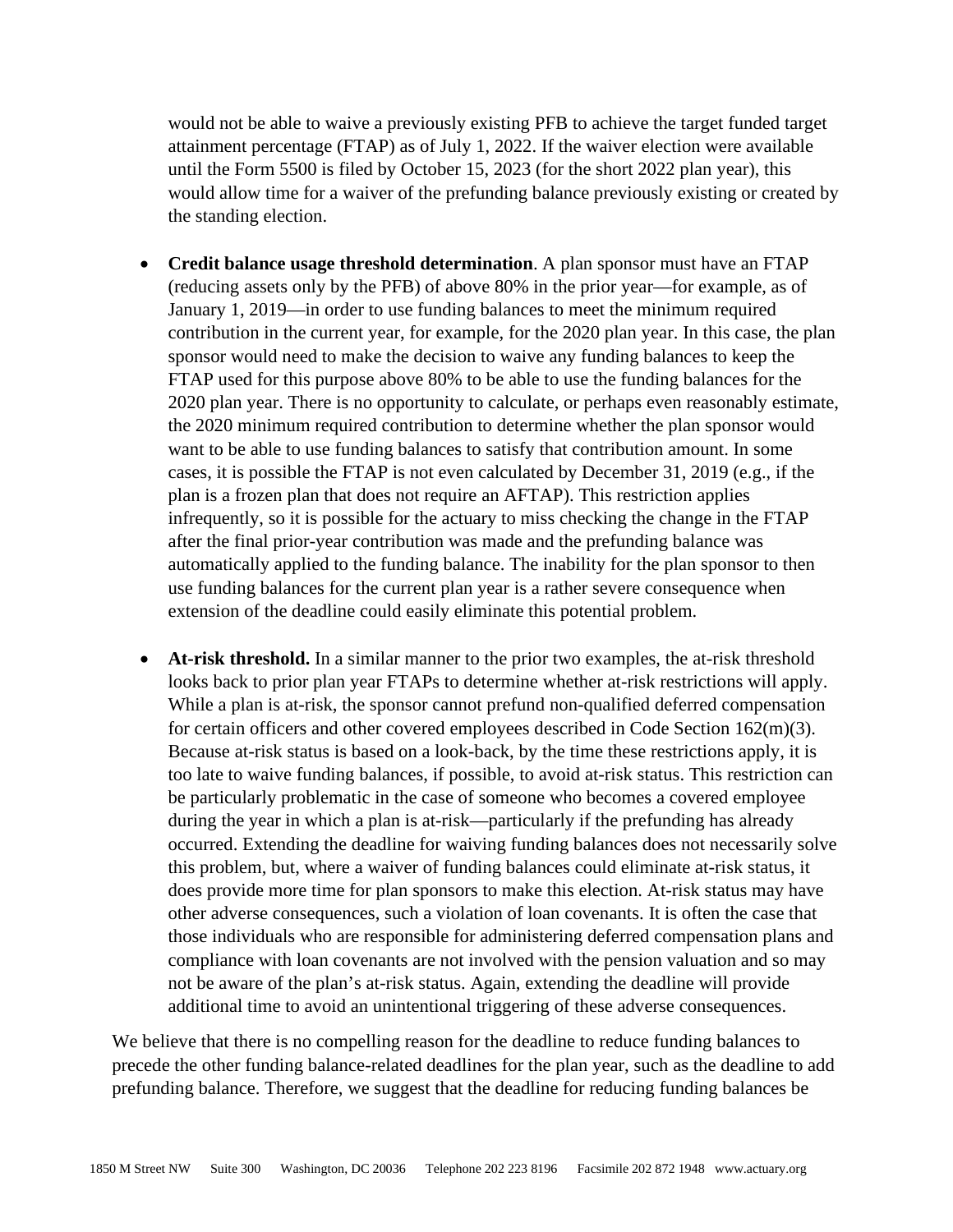would not be able to waive a previously existing PFB to achieve the target funded target attainment percentage (FTAP) as of July 1, 2022. If the waiver election were available until the Form 5500 is filed by October 15, 2023 (for the short 2022 plan year), this would allow time for a waiver of the prefunding balance previously existing or created by the standing election.

- **Credit balance usage threshold determination**. A plan sponsor must have an FTAP (reducing assets only by the PFB) of above 80% in the prior year—for example, as of January 1, 2019—in order to use funding balances to meet the minimum required contribution in the current year, for example, for the 2020 plan year. In this case, the plan sponsor would need to make the decision to waive any funding balances to keep the FTAP used for this purpose above 80% to be able to use the funding balances for the 2020 plan year. There is no opportunity to calculate, or perhaps even reasonably estimate, the 2020 minimum required contribution to determine whether the plan sponsor would want to be able to use funding balances to satisfy that contribution amount. In some cases, it is possible the FTAP is not even calculated by December 31, 2019 (e.g., if the plan is a frozen plan that does not require an AFTAP). This restriction applies infrequently, so it is possible for the actuary to miss checking the change in the FTAP after the final prior-year contribution was made and the prefunding balance was automatically applied to the funding balance. The inability for the plan sponsor to then use funding balances for the current plan year is a rather severe consequence when extension of the deadline could easily eliminate this potential problem.

- **At-risk threshold.** In a similar manner to the prior two examples, the at-risk threshold looks back to prior plan year FTAPs to determine whether at-risk restrictions will apply. While a plan is at-risk, the sponsor cannot prefund non-qualified deferred compensation for certain officers and other covered employees described in Code Section 162(m)(3). Because at-risk status is based on a look-back, by the time these restrictions apply, it is too late to waive funding balances, if possible, to avoid at-risk status. This restriction can be particularly problematic in the case of someone who becomes a covered employee during the year in which a plan is at-risk—particularly if the prefunding has already occurred. Extending the deadline for waiving funding balances does not necessarily solve this problem, but, where a waiver of funding balances could eliminate at-risk status, it does provide more time for plan sponsors to make this election. At-risk status may have other adverse consequences, such a violation of loan covenants. It is often the case that those individuals who are responsible for administering deferred compensation plans and compliance with loan covenants are not involved with the pension valuation and so may not be aware of the plan's at-risk status. Again, extending the deadline will provide additional time to avoid an unintentional triggering of these adverse consequences.

We believe that there is no compelling reason for the deadline to reduce funding balances to precede the other funding balance-related deadlines for the plan year, such as the deadline to add prefunding balance. Therefore, we suggest that the deadline for reducing funding balances be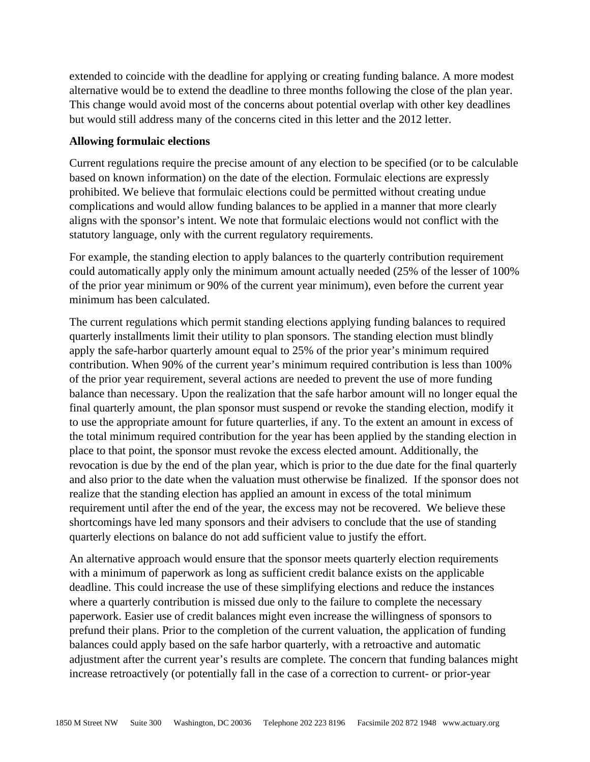extended to coincide with the deadline for applying or creating funding balance. A more modest alternative would be to extend the deadline to three months following the close of the plan year. This change would avoid most of the concerns about potential overlap with other key deadlines but would still address many of the concerns cited in this letter and the 2012 letter.

**Allowing formulaic elections**

Current regulations require the precise amount of any election to be specified (or to be calculable based on known information) on the date of the election. Formulaic elections are expressly prohibited. We believe that formulaic elections could be permitted without creating undue complications and would allow funding balances to be applied in a manner that more clearly aligns with the sponsor's intent. We note that formulaic elections would not conflict with the statutory language, only with the current regulatory requirements.

For example, the standing election to apply balances to the quarterly contribution requirement could automatically apply only the minimum amount actually needed (25% of the lesser of 100% of the prior year minimum or 90% of the current year minimum), even before the current year minimum has been calculated.

The current regulations which permit standing elections applying funding balances to required quarterly installments limit their utility to plan sponsors. The standing election must blindly apply the safe-harbor quarterly amount equal to 25% of the prior year's minimum required contribution. When 90% of the current year's minimum required contribution is less than 100% of the prior year requirement, several actions are needed to prevent the use of more funding balance than necessary. Upon the realization that the safe harbor amount will no longer equal the final quarterly amount, the plan sponsor must suspend or revoke the standing election, modify it to use the appropriate amount for future quarterlies, if any. To the extent an amount in excess of the total minimum required contribution for the year has been applied by the standing election in place to that point, the sponsor must revoke the excess elected amount. Additionally, the revocation is due by the end of the plan year, which is prior to the due date for the final quarterly and also prior to the date when the valuation must otherwise be finalized. If the sponsor does not realize that the standing election has applied an amount in excess of the total minimum requirement until after the end of the year, the excess may not be recovered. We believe these shortcomings have led many sponsors and their advisers to conclude that the use of standing quarterly elections on balance do not add sufficient value to justify the effort.

An alternative approach would ensure that the sponsor meets quarterly election requirements with a minimum of paperwork as long as sufficient credit balance exists on the applicable deadline. This could increase the use of these simplifying elections and reduce the instances where a quarterly contribution is missed due only to the failure to complete the necessary paperwork. Easier use of credit balances might even increase the willingness of sponsors to prefund their plans. Prior to the completion of the current valuation, the application of funding balances could apply based on the safe harbor quarterly, with a retroactive and automatic adjustment after the current year's results are complete. The concern that funding balances might increase retroactively (or potentially fall in the case of a correction to current- or prior-year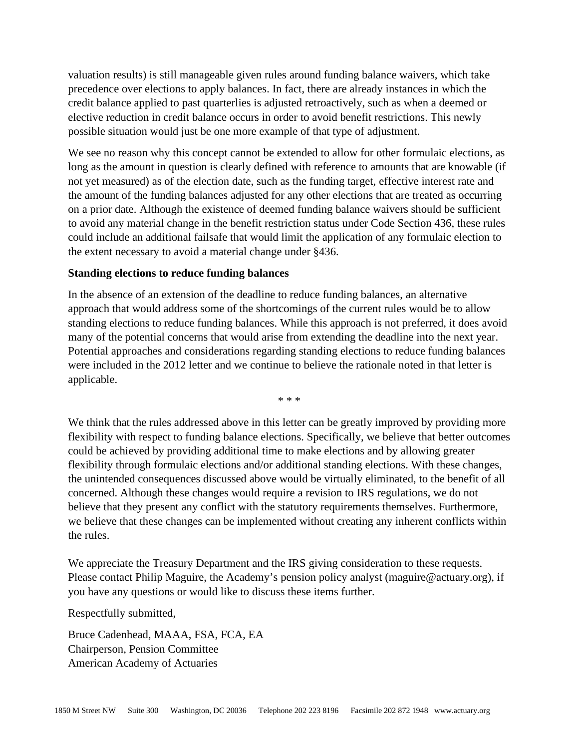valuation results) is still manageable given rules around funding balance waivers, which take precedence over elections to apply balances. In fact, there are already instances in which the credit balance applied to past quarterlies is adjusted retroactively, such as when a deemed or elective reduction in credit balance occurs in order to avoid benefit restrictions. This newly possible situation would just be one more example of that type of adjustment.

We see no reason why this concept cannot be extended to allow for other formulaic elections, as long as the amount in question is clearly defined with reference to amounts that are knowable (if not yet measured) as of the election date, such as the funding target, effective interest rate and the amount of the funding balances adjusted for any other elections that are treated as occurring on a prior date. Although the existence of deemed funding balance waivers should be sufficient to avoid any material change in the benefit restriction status under Code Section 436, these rules could include an additional failsafe that would limit the application of any formulaic election to the extent necessary to avoid a material change under §436.

**Standing elections to reduce funding balances**

In the absence of an extension of the deadline to reduce funding balances, an alternative approach that would address some of the shortcomings of the current rules would be to allow standing elections to reduce funding balances. While this approach is not preferred, it does avoid many of the potential concerns that would arise from extending the deadline into the next year. Potential approaches and considerations regarding standing elections to reduce funding balances were included in the 2012 letter and we continue to believe the rationale noted in that letter is applicable.

\* \* \*

We think that the rules addressed above in this letter can be greatly improved by providing more flexibility with respect to funding balance elections. Specifically, we believe that better outcomes could be achieved by providing additional time to make elections and by allowing greater flexibility through formulaic elections and/or additional standing elections. With these changes, the unintended consequences discussed above would be virtually eliminated, to the benefit of all concerned. Although these changes would require a revision to IRS regulations, we do not believe that they present any conflict with the statutory requirements themselves. Furthermore, we believe that these changes can be implemented without creating any inherent conflicts within the rules.

We appreciate the Treasury Department and the IRS giving consideration to these requests. Please contact Philip Maguire, the Academy's pension policy analyst (maguire@actuary.org), if you have any questions or would like to discuss these items further.

Respectfully submitted,

Bruce Cadenhead, MAAA, FSA, FCA, EA
Chairperson, Pension Committee
American Academy of Actuaries